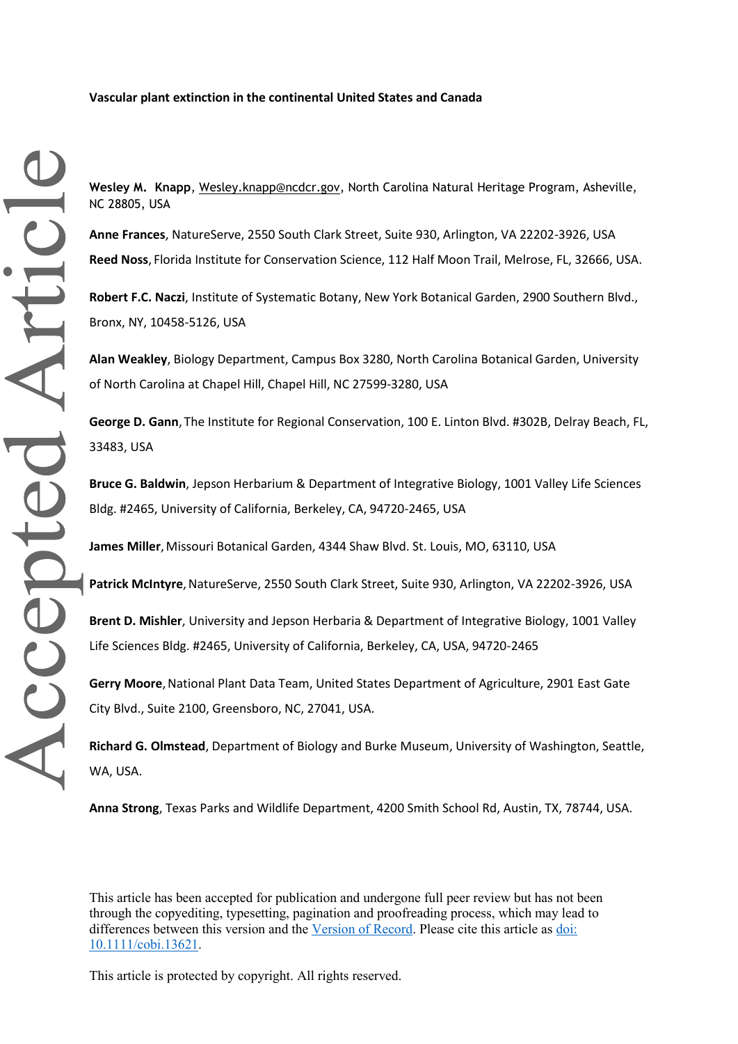**Vascular plant extinction in the continental United States and Canada**

**Wesley M. Knapp**, Wesley.knapp@ncdcr.gov, North Carolina Natural Heritage Program, Asheville, NC 28805, USA

**Anne Frances**, NatureServe, 2550 South Clark Street, Suite 930, Arlington, VA 22202-3926, USA

**Reed Noss**, Florida Institute for Conservation Science, 112 Half Moon Trail, Melrose, FL, 32666, USA.

**Robert F.C. Naczi**, Institute of Systematic Botany, New York Botanical Garden, 2900 Southern Blvd., Bronx, NY, 10458-5126, USA

**Alan Weakley**, Biology Department, Campus Box 3280, North Carolina Botanical Garden, University of North Carolina at Chapel Hill, Chapel Hill, NC 27599-3280, USA

**George D. Gann**, The Institute for Regional Conservation, 100 E. Linton Blvd. #302B, Delray Beach, FL, 33483, USA

**Bruce G. Baldwin**, Jepson Herbarium & Department of Integrative Biology, 1001 Valley Life Sciences Bldg. #2465, University of California, Berkeley, CA, 94720-2465, USA

**James Miller**, Missouri Botanical Garden, 4344 Shaw Blvd. St. Louis, MO, 63110, USA

**Patrick McIntyre**, NatureServe, 2550 South Clark Street, Suite 930, Arlington, VA 22202-3926, USA

**Brent D. Mishler**, University and Jepson Herbaria & Department of Integrative Biology, 1001 Valley Life Sciences Bldg. #2465, University of California, Berkeley, CA, USA, 94720-2465

**Gerry Moore**, National Plant Data Team, United States Department of Agriculture, 2901 East Gate City Blvd., Suite 2100, Greensboro, NC, 27041, USA.

**Richard G. Olmstead**, Department of Biology and Burke Museum, University of Washington, Seattle, WA, USA.

**Anna Strong**, Texas Parks and Wildlife Department, 4200 Smith School Rd, Austin, TX, 78744, USA.

This article has been accepted for publication and undergone full peer review but has not been through the copyediting, typesetting, pagination and proofreading process, which may lead to differences between this version and the Version of Record. Please cite this article as doi: 10.1111/cobi.13621.

This article is protected by copyright. All rights reserved.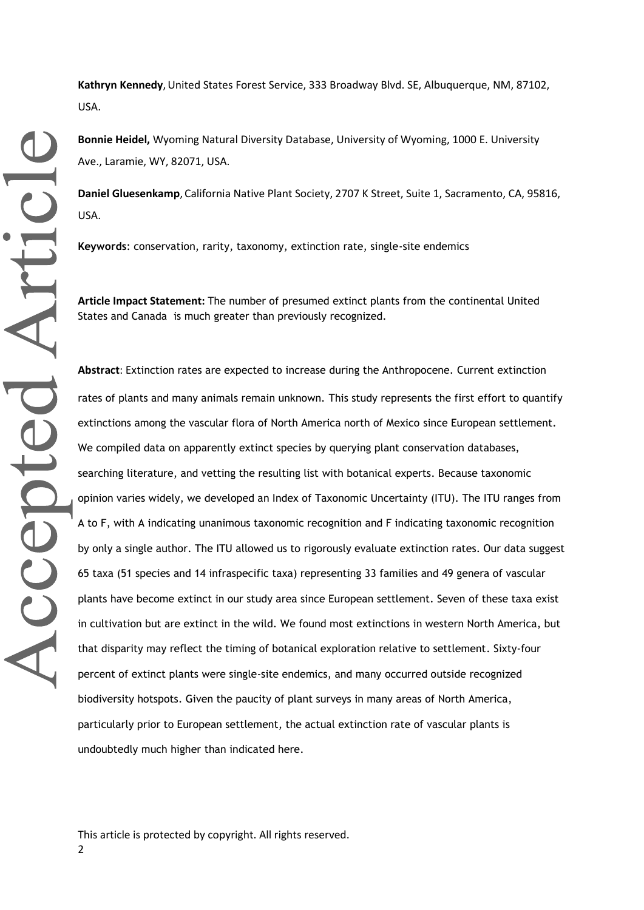**Kathryn Kennedy**, United States Forest Service, 333 Broadway Blvd. SE, Albuquerque, NM, 87102, USA.

**Bonnie Heidel,** Wyoming Natural Diversity Database, University of Wyoming, 1000 E. University Ave., Laramie, WY, 82071, USA.

**Daniel Gluesenkamp**, California Native Plant Society, 2707 K Street, Suite 1, Sacramento, CA, 95816, USA.

**Keywords**: conservation, rarity, taxonomy, extinction rate, single-site endemics

**Article Impact Statement:** The number of presumed extinct plants from the continental United States and Canada is much greater than previously recognized.

**Abstract**: Extinction rates are expected to increase during the Anthropocene. Current extinction rates of plants and many animals remain unknown. This study represents the first effort to quantify extinctions among the vascular flora of North America north of Mexico since European settlement. We compiled data on apparently extinct species by querying plant conservation databases, searching literature, and vetting the resulting list with botanical experts. Because taxonomic opinion varies widely, we developed an Index of Taxonomic Uncertainty (ITU). The ITU ranges from A to F, with A indicating unanimous taxonomic recognition and F indicating taxonomic recognition by only a single author. The ITU allowed us to rigorously evaluate extinction rates. Our data suggest 65 taxa (51 species and 14 infraspecific taxa) representing 33 families and 49 genera of vascular plants have become extinct in our study area since European settlement. Seven of these taxa exist in cultivation but are extinct in the wild. We found most extinctions in western North America, but that disparity may reflect the timing of botanical exploration relative to settlement. Sixty-four percent of extinct plants were single-site endemics, and many occurred outside recognized biodiversity hotspots. Given the paucity of plant surveys in many areas of North America, particularly prior to European settlement, the actual extinction rate of vascular plants is undoubtedly much higher than indicated here.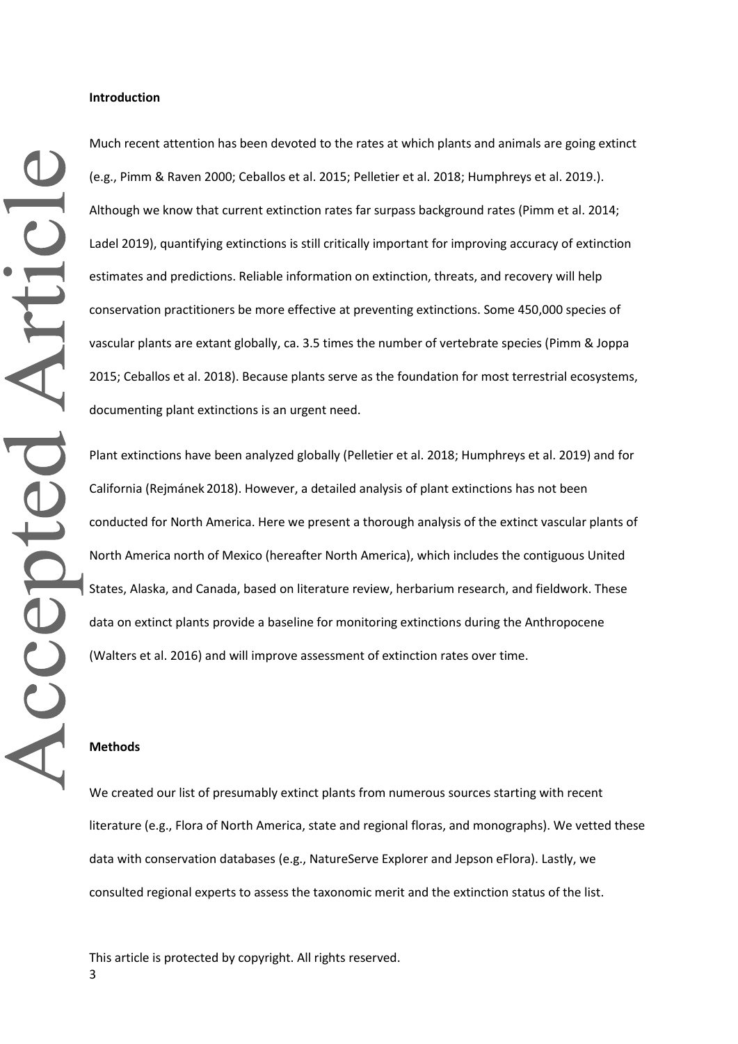**Introduction**

Much recent attention has been devoted to the rates at which plants and animals are going extinct (e.g., Pimm & Raven 2000; Ceballos et al. 2015; Pelletier et al. 2018; Humphreys et al. 2019.). Although we know that current extinction rates far surpass background rates (Pimm et al. 2014; Ladel 2019), quantifying extinctions is still critically important for improving accuracy of extinction estimates and predictions. Reliable information on extinction, threats, and recovery will help conservation practitioners be more effective at preventing extinctions. Some 450,000 species of vascular plants are extant globally, ca. 3.5 times the number of vertebrate species (Pimm & Joppa 2015; Ceballos et al. 2018). Because plants serve as the foundation for most terrestrial ecosystems, documenting plant extinctions is an urgent need.

Plant extinctions have been analyzed globally (Pelletier et al. 2018; Humphreys et al. 2019) and for California (Rejmánek 2018). However, a detailed analysis of plant extinctions has not been conducted for North America. Here we present a thorough analysis of the extinct vascular plants of North America north of Mexico (hereafter North America), which includes the contiguous United States, Alaska, and Canada, based on literature review, herbarium research, and fieldwork. These data on extinct plants provide a baseline for monitoring extinctions during the Anthropocene (Walters et al. 2016) and will improve assessment of extinction rates over time.

**Methods**

We created our list of presumably extinct plants from numerous sources starting with recent literature (e.g., Flora of North America, state and regional floras, and monographs). We vetted these data with conservation databases (e.g., NatureServe Explorer and Jepson eFlora). Lastly, we consulted regional experts to assess the taxonomic merit and the extinction status of the list.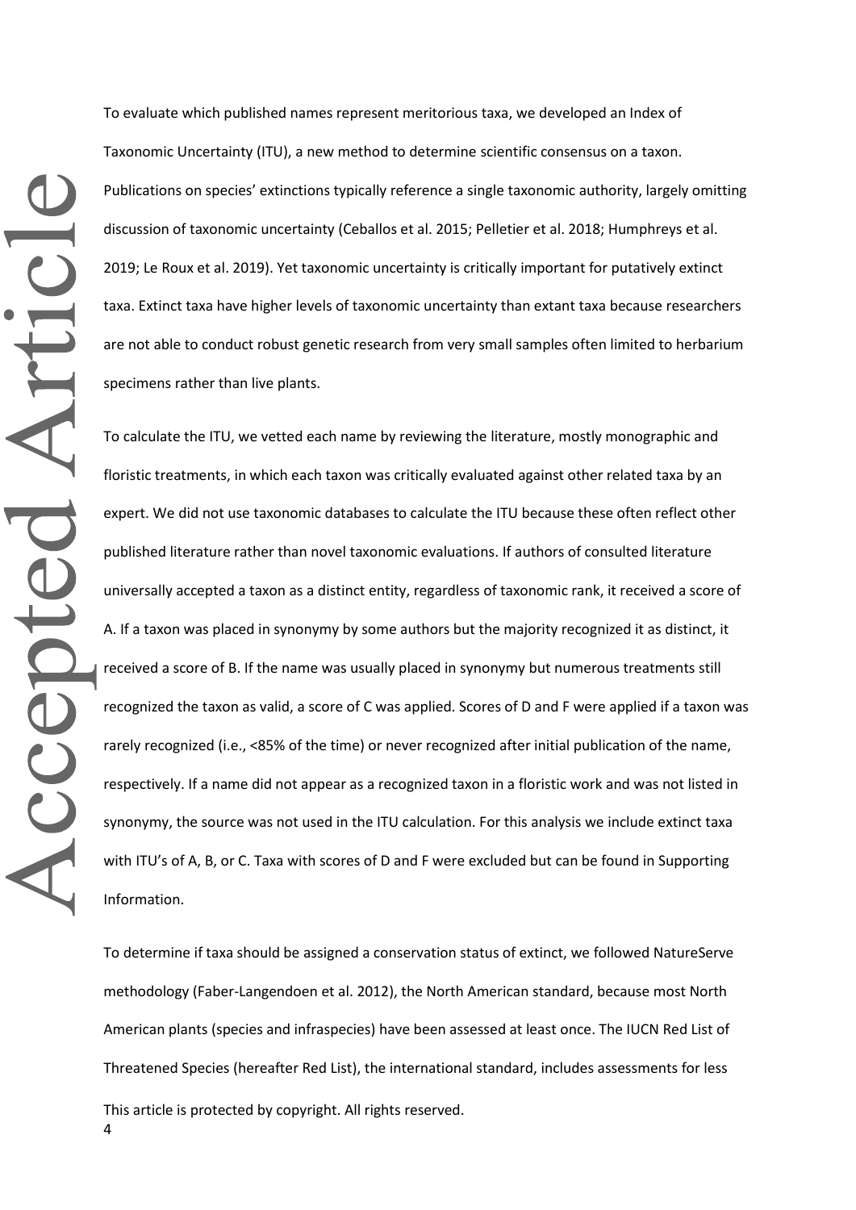To evaluate which published names represent meritorious taxa, we developed an Index of Taxonomic Uncertainty (ITU), a new method to determine scientific consensus on a taxon. Publications on species' extinctions typically reference a single taxonomic authority, largely omitting discussion of taxonomic uncertainty (Ceballos et al. 2015; Pelletier et al. 2018; Humphreys et al. 2019; Le Roux et al. 2019). Yet taxonomic uncertainty is critically important for putatively extinct taxa. Extinct taxa have higher levels of taxonomic uncertainty than extant taxa because researchers are not able to conduct robust genetic research from very small samples often limited to herbarium specimens rather than live plants.

To calculate the ITU, we vetted each name by reviewing the literature, mostly monographic and floristic treatments, in which each taxon was critically evaluated against other related taxa by an expert. We did not use taxonomic databases to calculate the ITU because these often reflect other published literature rather than novel taxonomic evaluations. If authors of consulted literature universally accepted a taxon as a distinct entity, regardless of taxonomic rank, it received a score of A. If a taxon was placed in synonymy by some authors but the majority recognized it as distinct, it received a score of B. If the name was usually placed in synonymy but numerous treatments still recognized the taxon as valid, a score of C was applied. Scores of D and F were applied if a taxon was rarely recognized (i.e., <85% of the time) or never recognized after initial publication of the name, respectively. If a name did not appear as a recognized taxon in a floristic work and was not listed in synonymy, the source was not used in the ITU calculation. For this analysis we include extinct taxa with ITU's of A, B, or C. Taxa with scores of D and F were excluded but can be found in Supporting Information.

To determine if taxa should be assigned a conservation status of extinct, we followed NatureServe methodology (Faber-Langendoen et al. 2012), the North American standard, because most North American plants (species and infraspecies) have been assessed at least once. The IUCN Red List of Threatened Species (hereafter Red List), the international standard, includes assessments for less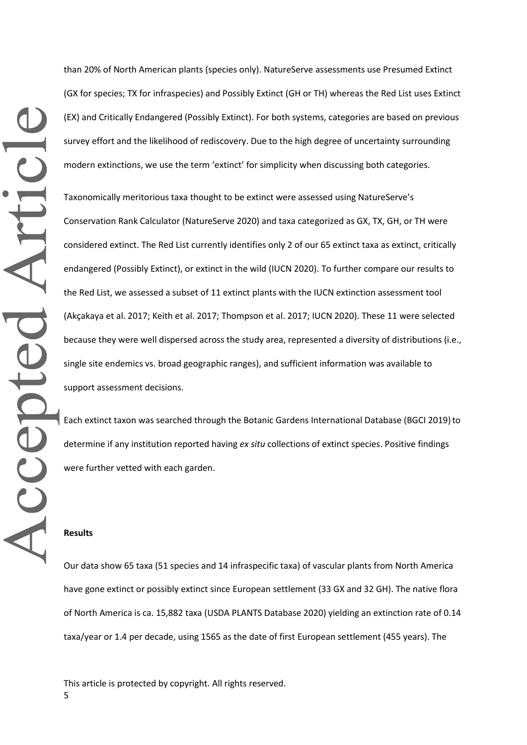than 20% of North American plants (species only). NatureServe assessments use Presumed Extinct (GX for species; TX for infraspecies) and Possibly Extinct (GH or TH) whereas the Red List uses Extinct (EX) and Critically Endangered (Possibly Extinct). For both systems, categories are based on previous survey effort and the likelihood of rediscovery. Due to the high degree of uncertainty surrounding modern extinctions, we use the term 'extinct' for simplicity when discussing both categories.

Taxonomically meritorious taxa thought to be extinct were assessed using NatureServe's Conservation Rank Calculator (NatureServe 2020) and taxa categorized as GX, TX, GH, or TH were considered extinct. The Red List currently identifies only 2 of our 65 extinct taxa as extinct, critically endangered (Possibly Extinct), or extinct in the wild (IUCN 2020). To further compare our results to the Red List, we assessed a subset of 11 extinct plants with the IUCN extinction assessment tool (Akçakaya et al. 2017; Keith et al. 2017; Thompson et al. 2017; IUCN 2020). These 11 were selected because they were well dispersed across the study area, represented a diversity of distributions (i.e., single site endemics vs. broad geographic ranges), and sufficient information was available to support assessment decisions.

Each extinct taxon was searched through the Botanic Gardens International Database (BGCI 2019) to determine if any institution reported having *ex situ* collections of extinct species. Positive findings were further vetted with each garden.

## Results

Our data show 65 taxa (51 species and 14 infraspecific taxa) of vascular plants from North America have gone extinct or possibly extinct since European settlement (33 GX and 32 GH). The native flora of North America is ca. 15,882 taxa (USDA PLANTS Database 2020) yielding an extinction rate of 0.14 taxa/year or 1.4 per decade, using 1565 as the date of first European settlement (455 years). The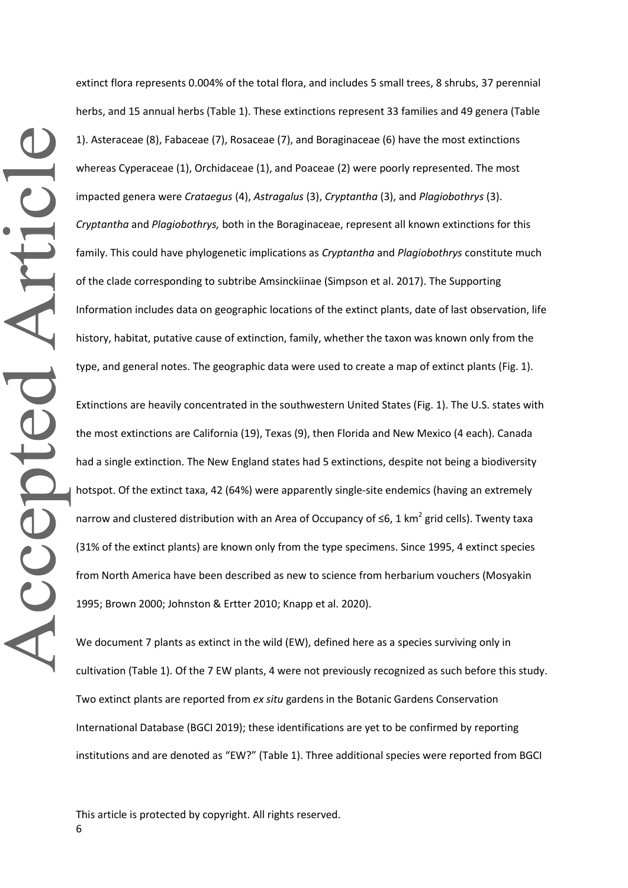extinct flora represents 0.004% of the total flora, and includes 5 small trees, 8 shrubs, 37 perennial herbs, and 15 annual herbs (Table 1). These extinctions represent 33 families and 49 genera (Table 1). Asteraceae (8), Fabaceae (7), Rosaceae (7), and Boraginaceae (6) have the most extinctions whereas Cyperaceae (1), Orchidaceae (1), and Poaceae (2) were poorly represented. The most impacted genera were *Crataegus* (4), *Astragalus* (3), *Cryptantha* (3), and *Plagiobothrys* (3). *Cryptantha* and *Plagiobothrys,* both in the Boraginaceae, represent all known extinctions for this family. This could have phylogenetic implications as *Cryptantha* and *Plagiobothrys* constitute much of the clade corresponding to subtribe Amsinckiinae (Simpson et al. 2017). The Supporting Information includes data on geographic locations of the extinct plants, date of last observation, life history, habitat, putative cause of extinction, family, whether the taxon was known only from the type, and general notes. The geographic data were used to create a map of extinct plants (Fig. 1).

Extinctions are heavily concentrated in the southwestern United States (Fig. 1). The U.S. states with the most extinctions are California (19), Texas (9), then Florida and New Mexico (4 each). Canada had a single extinction. The New England states had 5 extinctions, despite not being a biodiversity hotspot. Of the extinct taxa, 42 (64%) were apparently single-site endemics (having an extremely narrow and clustered distribution with an Area of Occupancy of ≤6, 1 $km^2$ grid cells). Twenty taxa (31% of the extinct plants) are known only from the type specimens. Since 1995, 4 extinct species from North America have been described as new to science from herbarium vouchers (Mosyakin 1995; Brown 2000; Johnston & Ertter 2010; Knapp et al. 2020).

We document 7 plants as extinct in the wild (EW), defined here as a species surviving only in cultivation (Table 1). Of the 7 EW plants, 4 were not previously recognized as such before this study. Two extinct plants are reported from *ex situ* gardens in the Botanic Gardens Conservation International Database (BGCI 2019); these identifications are yet to be confirmed by reporting institutions and are denoted as "EW?" (Table 1). Three additional species were reported from BGCI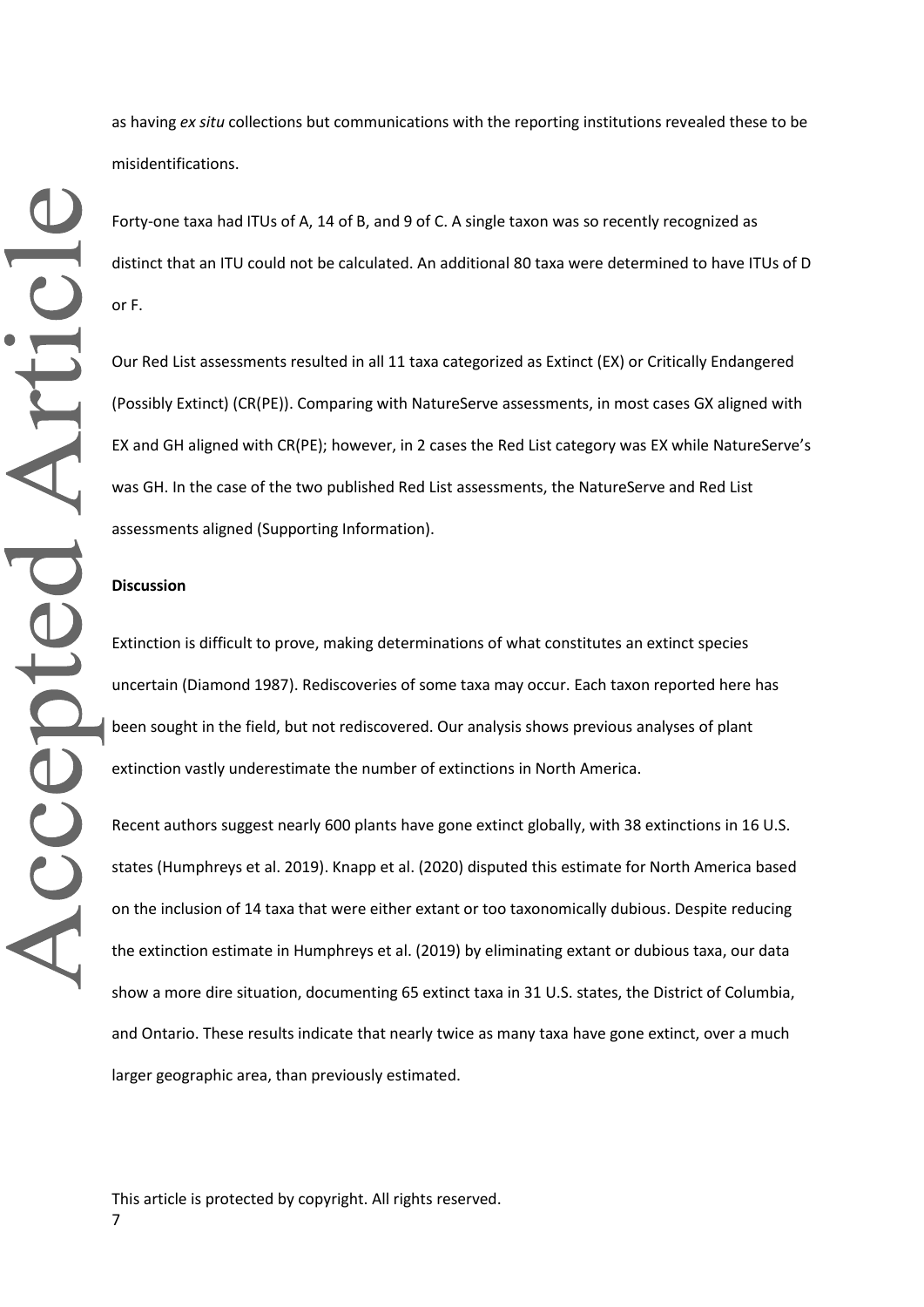as having *ex situ* collections but communications with the reporting institutions revealed these to be misidentifications.

Forty-one taxa had ITUs of A, 14 of B, and 9 of C. A single taxon was so recently recognized as distinct that an ITU could not be calculated. An additional 80 taxa were determined to have ITUs of D or F.

Our Red List assessments resulted in all 11 taxa categorized as Extinct (EX) or Critically Endangered (Possibly Extinct) (CR(PE)). Comparing with NatureServe assessments, in most cases GX aligned with EX and GH aligned with CR(PE); however, in 2 cases the Red List category was EX while NatureServe's was GH. In the case of the two published Red List assessments, the NatureServe and Red List assessments aligned (Supporting Information).

**Discussion**

Extinction is difficult to prove, making determinations of what constitutes an extinct species uncertain (Diamond 1987). Rediscoveries of some taxa may occur. Each taxon reported here has been sought in the field, but not rediscovered. Our analysis shows previous analyses of plant extinction vastly underestimate the number of extinctions in North America.

Recent authors suggest nearly 600 plants have gone extinct globally, with 38 extinctions in 16 U.S. states (Humphreys et al. 2019). Knapp et al. (2020) disputed this estimate for North America based on the inclusion of 14 taxa that were either extant or too taxonomically dubious. Despite reducing the extinction estimate in Humphreys et al. (2019) by eliminating extant or dubious taxa, our data show a more dire situation, documenting 65 extinct taxa in 31 U.S. states, the District of Columbia, and Ontario. These results indicate that nearly twice as many taxa have gone extinct, over a much larger geographic area, than previously estimated.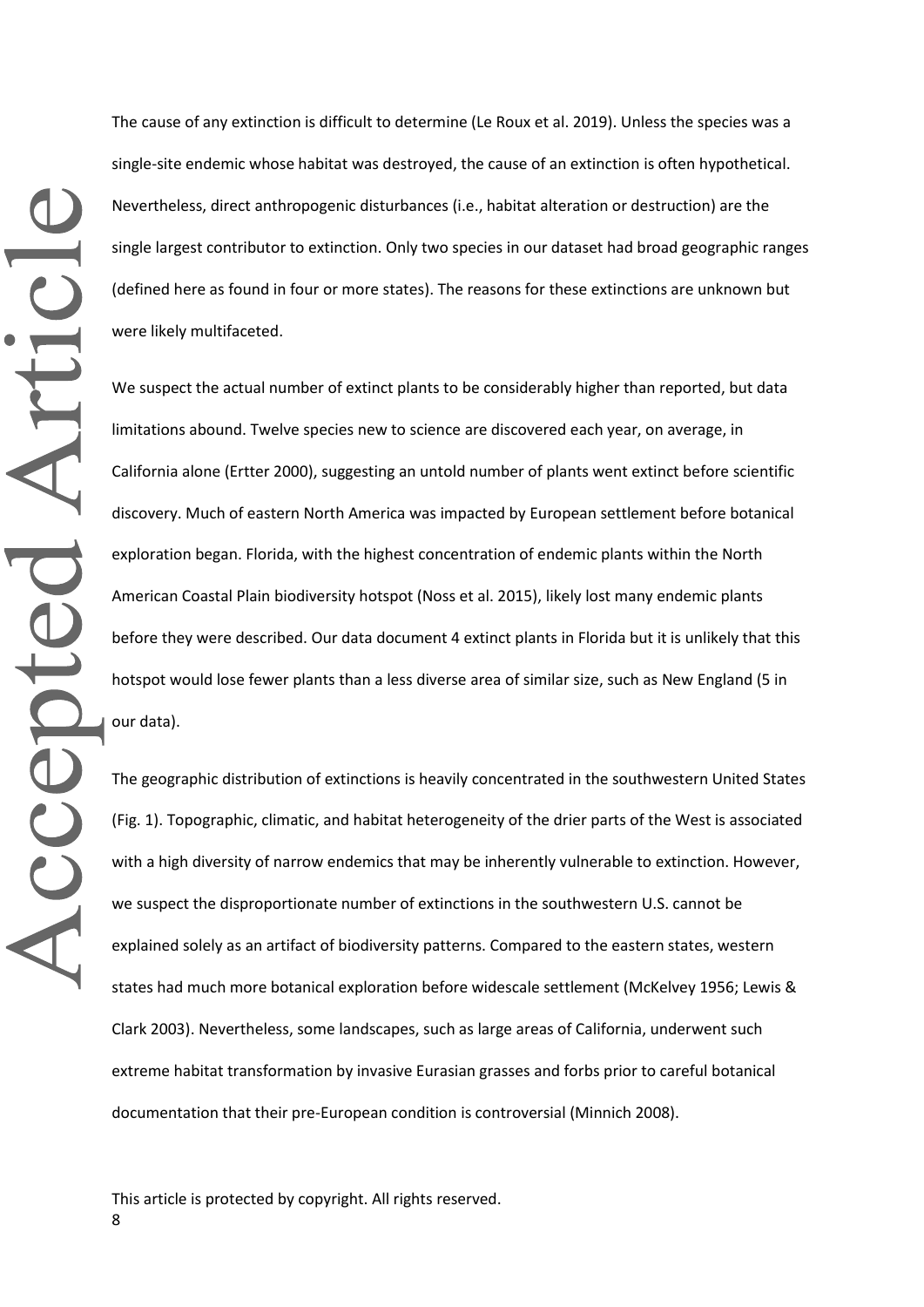The cause of any extinction is difficult to determine (Le Roux et al. 2019). Unless the species was a single-site endemic whose habitat was destroyed, the cause of an extinction is often hypothetical. Nevertheless, direct anthropogenic disturbances (i.e., habitat alteration or destruction) are the single largest contributor to extinction. Only two species in our dataset had broad geographic ranges (defined here as found in four or more states). The reasons for these extinctions are unknown but were likely multifaceted.

We suspect the actual number of extinct plants to be considerably higher than reported, but data limitations abound. Twelve species new to science are discovered each year, on average, in California alone (Ertter 2000), suggesting an untold number of plants went extinct before scientific discovery. Much of eastern North America was impacted by European settlement before botanical exploration began. Florida, with the highest concentration of endemic plants within the North American Coastal Plain biodiversity hotspot (Noss et al. 2015), likely lost many endemic plants before they were described. Our data document 4 extinct plants in Florida but it is unlikely that this hotspot would lose fewer plants than a less diverse area of similar size, such as New England (5 in our data).

The geographic distribution of extinctions is heavily concentrated in the southwestern United States (Fig. 1). Topographic, climatic, and habitat heterogeneity of the drier parts of the West is associated with a high diversity of narrow endemics that may be inherently vulnerable to extinction. However, we suspect the disproportionate number of extinctions in the southwestern U.S. cannot be explained solely as an artifact of biodiversity patterns. Compared to the eastern states, western states had much more botanical exploration before widescale settlement (McKelvey 1956; Lewis & Clark 2003). Nevertheless, some landscapes, such as large areas of California, underwent such extreme habitat transformation by invasive Eurasian grasses and forbs prior to careful botanical documentation that their pre-European condition is controversial (Minnich 2008).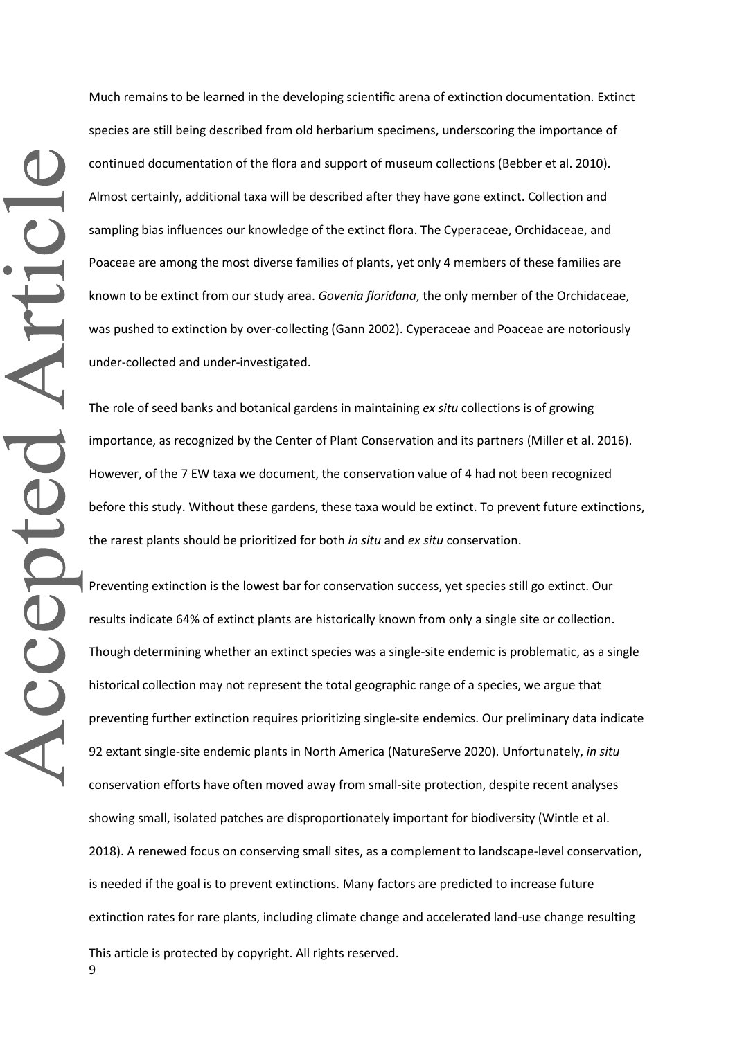Much remains to be learned in the developing scientific arena of extinction documentation. Extinct species are still being described from old herbarium specimens, underscoring the importance of continued documentation of the flora and support of museum collections (Bebber et al. 2010). Almost certainly, additional taxa will be described after they have gone extinct. Collection and sampling bias influences our knowledge of the extinct flora. The Cyperaceae, Orchidaceae, and Poaceae are among the most diverse families of plants, yet only 4 members of these families are known to be extinct from our study area. *Govenia floridana*, the only member of the Orchidaceae, was pushed to extinction by over-collecting (Gann 2002). Cyperaceae and Poaceae are notoriously under-collected and under-investigated.

The role of seed banks and botanical gardens in maintaining *ex situ* collections is of growing importance, as recognized by the Center of Plant Conservation and its partners (Miller et al. 2016). However, of the 7 EW taxa we document, the conservation value of 4 had not been recognized before this study. Without these gardens, these taxa would be extinct. To prevent future extinctions, the rarest plants should be prioritized for both *in situ* and *ex situ* conservation.

Preventing extinction is the lowest bar for conservation success, yet species still go extinct. Our results indicate 64% of extinct plants are historically known from only a single site or collection. Though determining whether an extinct species was a single-site endemic is problematic, as a single historical collection may not represent the total geographic range of a species, we argue that preventing further extinction requires prioritizing single-site endemics. Our preliminary data indicate 92 extant single-site endemic plants in North America (NatureServe 2020). Unfortunately, *in situ* conservation efforts have often moved away from small-site protection, despite recent analyses showing small, isolated patches are disproportionately important for biodiversity (Wintle et al. 2018). A renewed focus on conserving small sites, as a complement to landscape-level conservation, is needed if the goal is to prevent extinctions. Many factors are predicted to increase future extinction rates for rare plants, including climate change and accelerated land-use change resulting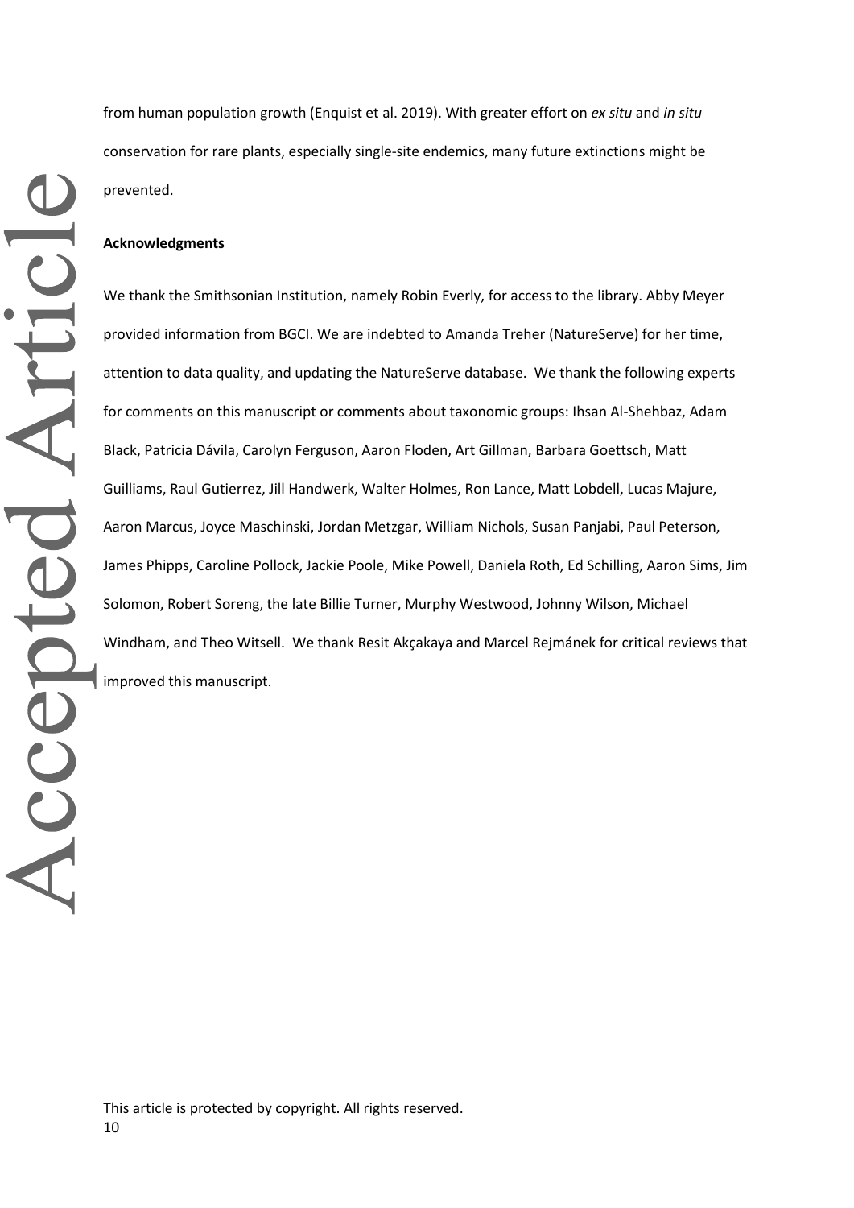from human population growth (Enquist et al. 2019). With greater effort on *ex situ* and *in situ* conservation for rare plants, especially single-site endemics, many future extinctions might be prevented.

## Acknowledgments

We thank the Smithsonian Institution, namely Robin Everly, for access to the library. Abby Meyer provided information from BGCI. We are indebted to Amanda Treher (NatureServe) for her time, attention to data quality, and updating the NatureServe database. We thank the following experts for comments on this manuscript or comments about taxonomic groups: Ihsan Al-Shehbaz, Adam Black, Patricia Dávila, Carolyn Ferguson, Aaron Floden, Art Gillman, Barbara Goettsch, Matt Guilliams, Raul Gutierrez, Jill Handwerk, Walter Holmes, Ron Lance, Matt Lobdell, Lucas Majure, Aaron Marcus, Joyce Maschinski, Jordan Metzgar, William Nichols, Susan Panjabi, Paul Peterson, James Phipps, Caroline Pollock, Jackie Poole, Mike Powell, Daniela Roth, Ed Schilling, Aaron Sims, Jim Solomon, Robert Soreng, the late Billie Turner, Murphy Westwood, Johnny Wilson, Michael Windham, and Theo Witsell. We thank Resit Akçakaya and Marcel Rejmánek for critical reviews that improved this manuscript.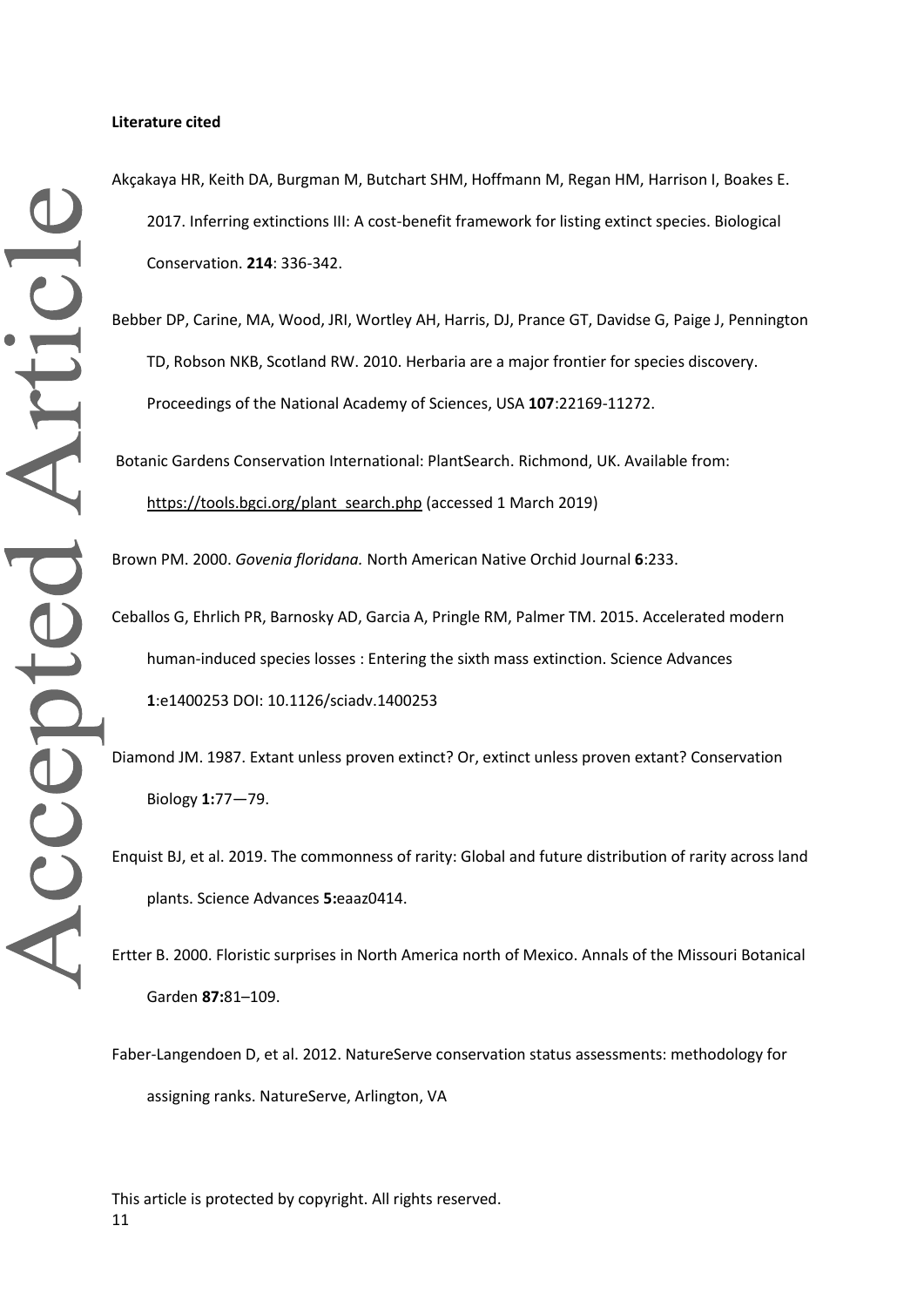**Literature cited**

Akçakaya HR, Keith DA, Burgman M, Butchart SHM, Hoffmann M, Regan HM, Harrison I, Boakes E. 2017. Inferring extinctions III: A cost-benefit framework for listing extinct species. Biological Conservation. **214**: 336-342.

Bebber DP, Carine, MA, Wood, JRI, Wortley AH, Harris, DJ, Prance GT, Davidse G, Paige J, Pennington TD, Robson NKB, Scotland RW. 2010. Herbaria are a major frontier for species discovery. Proceedings of the National Academy of Sciences, USA **107**:22169-11272.

Botanic Gardens Conservation International: PlantSearch. Richmond, UK. Available from: https://tools.bgci.org/plant_search.php (accessed 1 March 2019)

Brown PM. 2000. *Govenia floridana.* North American Native Orchid Journal **6**:233.

Ceballos G, Ehrlich PR, Barnosky AD, Garcia A, Pringle RM, Palmer TM. 2015. Accelerated modern human-induced species losses : Entering the sixth mass extinction. Science Advances **1**:e1400253 DOI: 10.1126/sciadv.1400253

Diamond JM. 1987. Extant unless proven extinct? Or, extinct unless proven extant? Conservation Biology **1:**77—79.

Enquist BJ, et al. 2019. The commonness of rarity: Global and future distribution of rarity across land plants. Science Advances **5:**eaaz0414.

Ertter B. 2000. Floristic surprises in North America north of Mexico. Annals of the Missouri Botanical Garden **87:**81–109.

Faber-Langendoen D, et al. 2012. NatureServe conservation status assessments: methodology for assigning ranks. NatureServe, Arlington, VA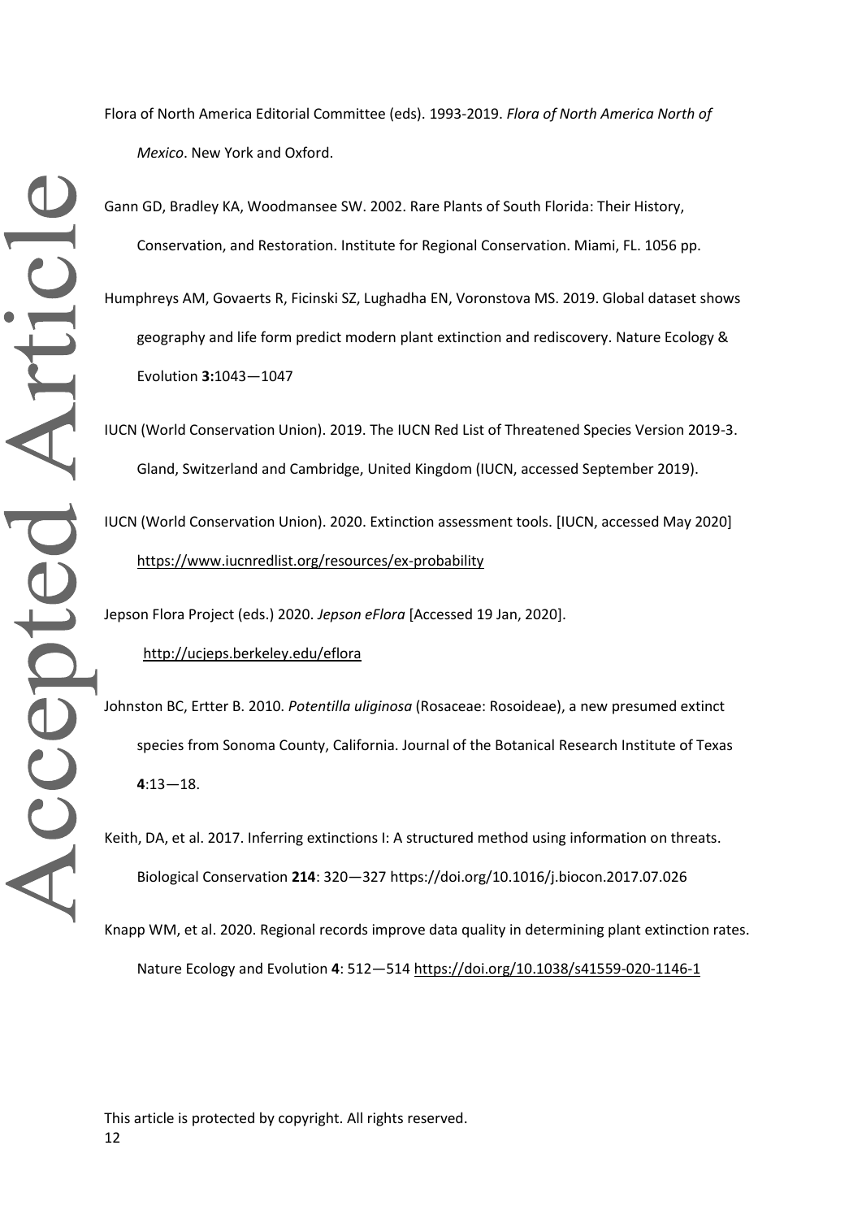Flora of North America Editorial Committee (eds). 1993-2019. *Flora of North America North of Mexico*. New York and Oxford.

Gann GD, Bradley KA, Woodmansee SW. 2002. Rare Plants of South Florida: Their History, Conservation, and Restoration. Institute for Regional Conservation. Miami, FL. 1056 pp.

Humphreys AM, Govaerts R, Ficinski SZ, Lughadha EN, Voronstova MS. 2019. Global dataset shows geography and life form predict modern plant extinction and rediscovery. Nature Ecology & Evolution **3:**1043—1047

IUCN (World Conservation Union). 2019. The IUCN Red List of Threatened Species Version 2019-3. Gland, Switzerland and Cambridge, United Kingdom (IUCN, accessed September 2019).

IUCN (World Conservation Union). 2020. Extinction assessment tools. [IUCN, accessed May 2020] https://www.iucnredlist.org/resources/ex-probability

Jepson Flora Project (eds.) 2020. *Jepson eFlora* [Accessed 19 Jan, 2020]. http://ucjeps.berkeley.edu/eflora

Johnston BC, Ertter B. 2010. *Potentilla uliginosa* (Rosaceae: Rosoideae), a new presumed extinct species from Sonoma County, California. Journal of the Botanical Research Institute of Texas **4**:13—18.

Keith, DA, et al. 2017. Inferring extinctions I: A structured method using information on threats. Biological Conservation **214**: 320—327 https://doi.org/10.1016/j.biocon.2017.07.026

Knapp WM, et al. 2020. Regional records improve data quality in determining plant extinction rates. Nature Ecology and Evolution **4**: 512—514 https://doi.org/10.1038/s41559-020-1146-1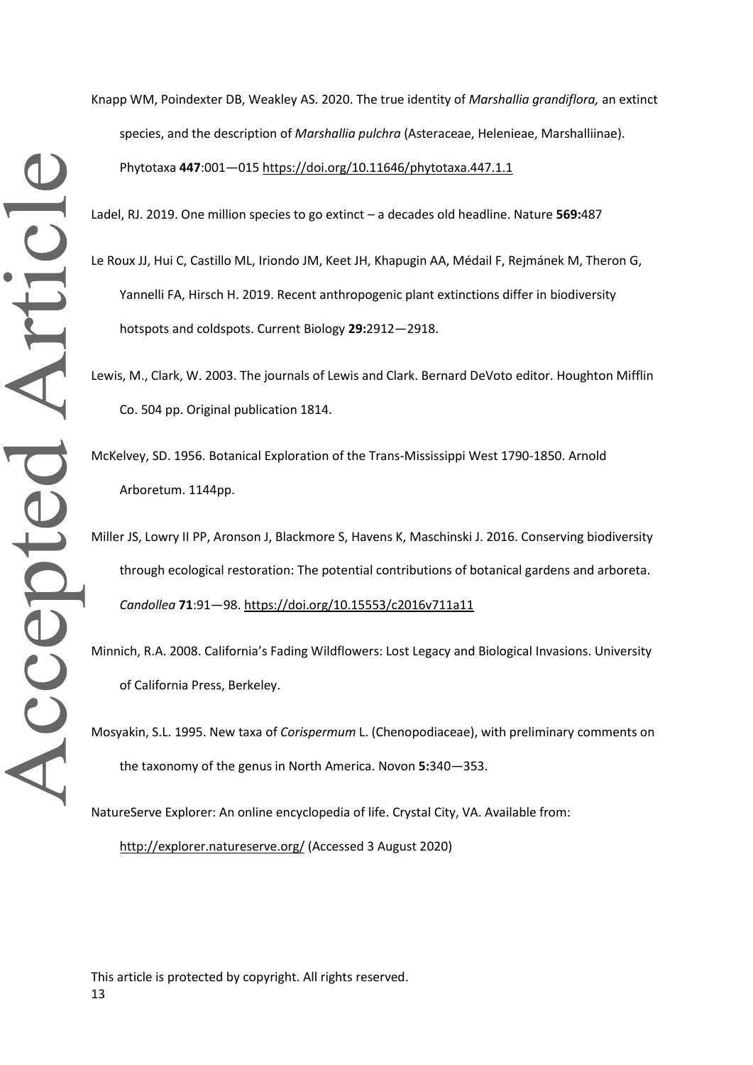Knapp WM, Poindexter DB, Weakley AS. 2020. The true identity of *Marshallia grandiflora,* an extinct species, and the description of *Marshallia pulchra* (Asteraceae, Helenieae, Marshalliinae). Phytotaxa **447**:001—015 https://doi.org/10.11646/phytotaxa.447.1.1

Ladel, RJ. 2019. One million species to go extinct – a decades old headline. Nature **569:**487

Le Roux JJ, Hui C, Castillo ML, Iriondo JM, Keet JH, Khapugin AA, Médail F, Rejmánek M, Theron G, Yannelli FA, Hirsch H. 2019. Recent anthropogenic plant extinctions differ in biodiversity hotspots and coldspots. Current Biology **29:**2912—2918.

Lewis, M., Clark, W. 2003. The journals of Lewis and Clark. Bernard DeVoto editor. Houghton Mifflin Co. 504 pp. Original publication 1814.

McKelvey, SD. 1956. Botanical Exploration of the Trans-Mississippi West 1790-1850. Arnold Arboretum. 1144pp.

Miller JS, Lowry II PP, Aronson J, Blackmore S, Havens K, Maschinski J. 2016. Conserving biodiversity through ecological restoration: The potential contributions of botanical gardens and arboreta. *Candollea* **71**:91—98. https://doi.org/10.15553/c2016v711a11

Minnich, R.A. 2008. California's Fading Wildflowers: Lost Legacy and Biological Invasions. University of California Press, Berkeley.

Mosyakin, S.L. 1995. New taxa of *Corispermum* L. (Chenopodiaceae), with preliminary comments on the taxonomy of the genus in North America. Novon **5:**340—353.

NatureServe Explorer: An online encyclopedia of life. Crystal City, VA. Available from: http://explorer.natureserve.org/ (Accessed 3 August 2020)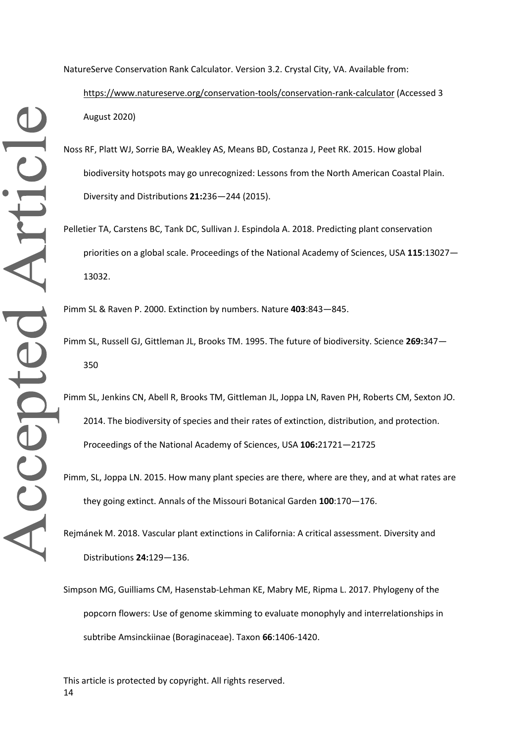NatureServe Conservation Rank Calculator. Version 3.2. Crystal City, VA. Available from: https://www.natureserve.org/conservation-tools/conservation-rank-calculator (Accessed 3 August 2020)

Noss RF, Platt WJ, Sorrie BA, Weakley AS, Means BD, Costanza J, Peet RK. 2015. How global biodiversity hotspots may go unrecognized: Lessons from the North American Coastal Plain. Diversity and Distributions **21:**236—244 (2015).

Pelletier TA, Carstens BC, Tank DC, Sullivan J. Espindola A. 2018. Predicting plant conservation priorities on a global scale. Proceedings of the National Academy of Sciences, USA **115**:13027—13032.

Pimm SL & Raven P. 2000. Extinction by numbers. Nature **403**:843—845.

Pimm SL, Russell GJ, Gittleman JL, Brooks TM. 1995. The future of biodiversity. Science **269:**347—350

Pimm SL, Jenkins CN, Abell R, Brooks TM, Gittleman JL, Joppa LN, Raven PH, Roberts CM, Sexton JO. 2014. The biodiversity of species and their rates of extinction, distribution, and protection. Proceedings of the National Academy of Sciences, USA **106:**21721—21725

Pimm, SL, Joppa LN. 2015. How many plant species are there, where are they, and at what rates are they going extinct. Annals of the Missouri Botanical Garden **100**:170—176.

Rejmánek M. 2018. Vascular plant extinctions in California: A critical assessment. Diversity and Distributions **24:**129—136.

Simpson MG, Guilliams CM, Hasenstab-Lehman KE, Mabry ME, Ripma L. 2017. Phylogeny of the popcorn flowers: Use of genome skimming to evaluate monophyly and interrelationships in subtribe Amsinckiinae (Boraginaceae). Taxon **66**:1406-1420.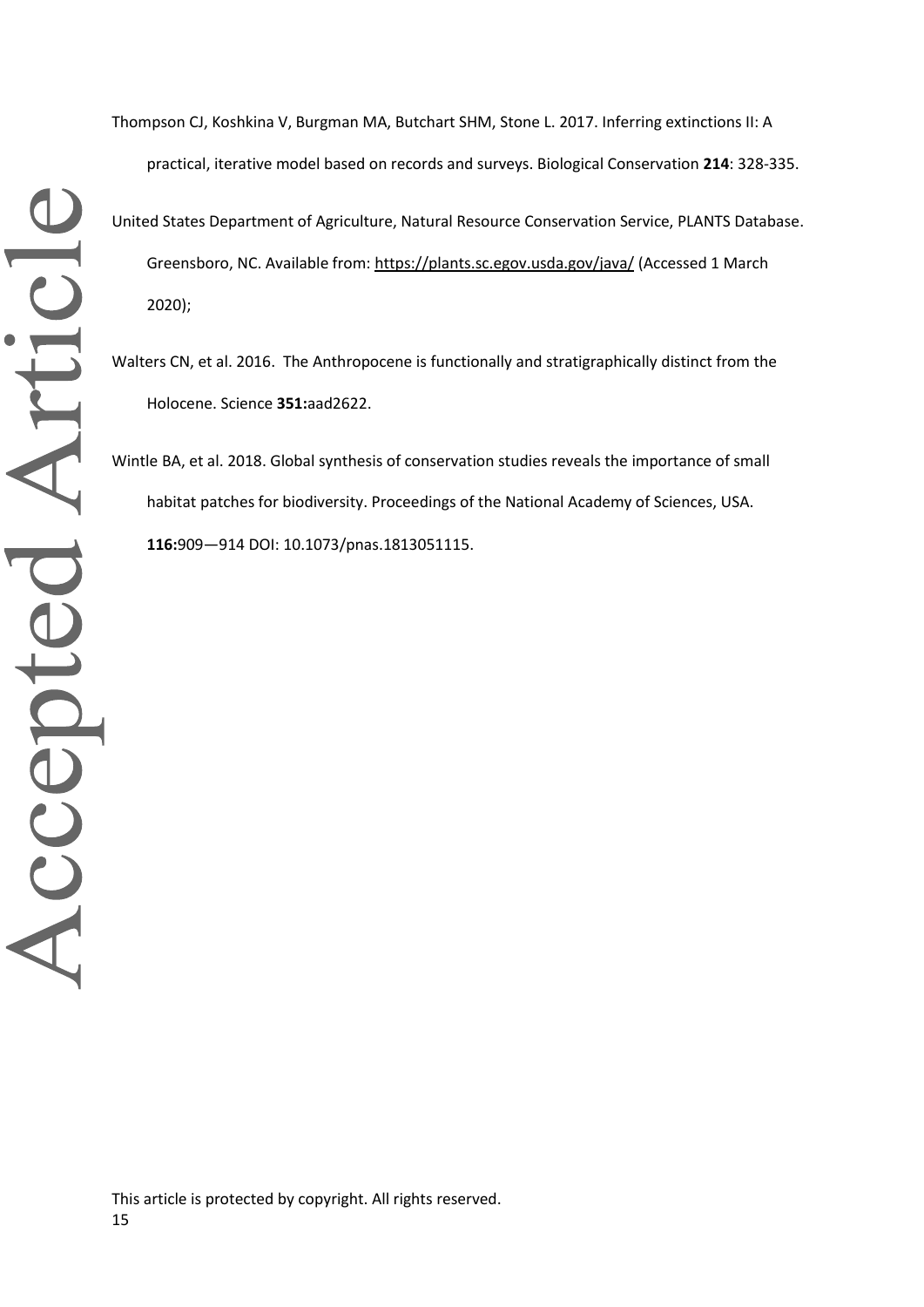Thompson CJ, Koshkina V, Burgman MA, Butchart SHM, Stone L. 2017. Inferring extinctions II: A practical, iterative model based on records and surveys. Biological Conservation **214**: 328-335.

United States Department of Agriculture, Natural Resource Conservation Service, PLANTS Database. Greensboro, NC. Available from: https://plants.sc.egov.usda.gov/java/ (Accessed 1 March 2020);

Walters CN, et al. 2016. The Anthropocene is functionally and stratigraphically distinct from the Holocene. Science **351:**aad2622.

Wintle BA, et al. 2018. Global synthesis of conservation studies reveals the importance of small habitat patches for biodiversity. Proceedings of the National Academy of Sciences, USA. **116:**909—914 DOI: 10.1073/pnas.1813051115.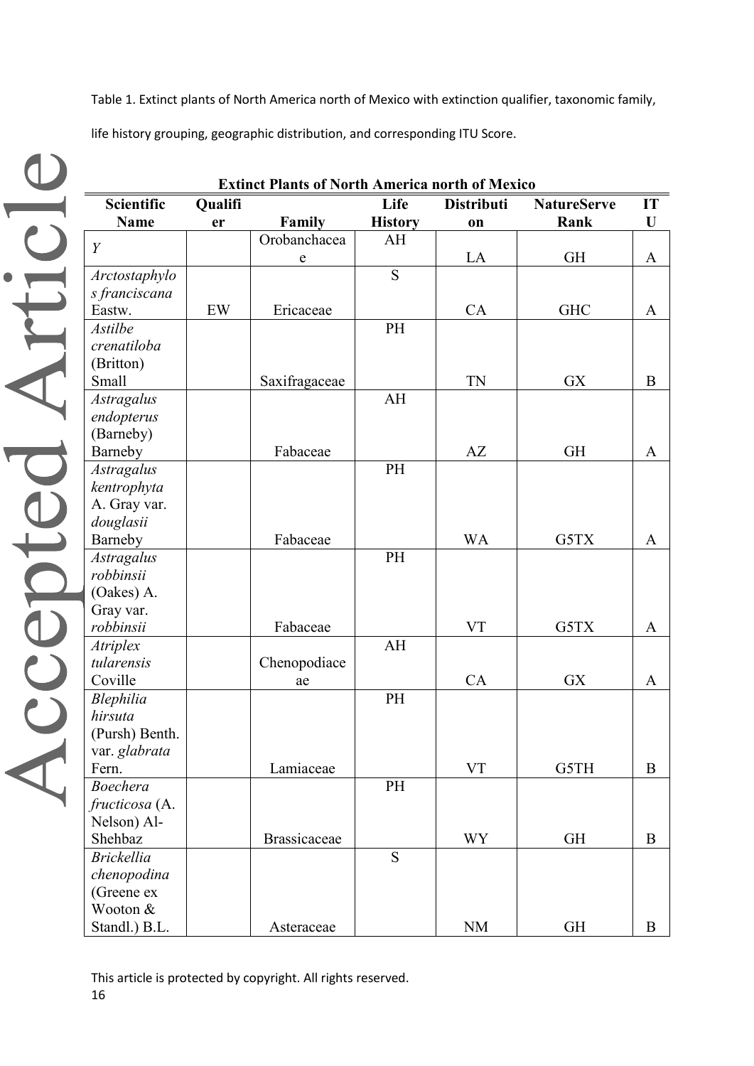Table 1. Extinct plants of North America north of Mexico with extinction qualifier, taxonomic family, life history grouping, geographic distribution, and corresponding ITU Score.

**Extinct Plants of North America north of Mexico**

| Scientific Name | Qualifier | Family | Life History | Distribution | NatureServe Rank | ITU |
|---|---|---|---|---|---|---|
| *Y* | | Orobanchaceae | AH | LA | GH | A |
| *Arctostaphylos franciscana* Eastw. | EW | Ericaceae | S | CA | GHC | A |
| *Astilbe crenatiloba* (Britton) Small | | Saxifragaceae | PH | TN | GX | B |
| *Astragalus endopterus* (Barneby) Barneby | | Fabaceae | AH | AZ | GH | A |
| *Astragalus kentrophyta* A. Gray var. *douglasii* Barneby | | Fabaceae | PH | WA | G5TX | A |
| *Astragalus robbinsii* (Oakes) A. Gray var. *robbinsii* | | Fabaceae | PH | VT | G5TX | A |
| *Atriplex tularensis* Coville | | Chenopodiaceae | AH | CA | GX | A |
| *Blephilia hirsuta* (Pursh) Benth. var. *glabrata* Fern. | | Lamiaceae | PH | VT | G5TH | B |
| *Boechera fructicosa* (A. Nelson) Al-Shehbaz | | Brassicaceae | PH | WY | GH | B |
| *Brickellia chenopodina* (Greene ex Wooton & Standl.) B.L. | | Asteraceae | S | NM | GH | B |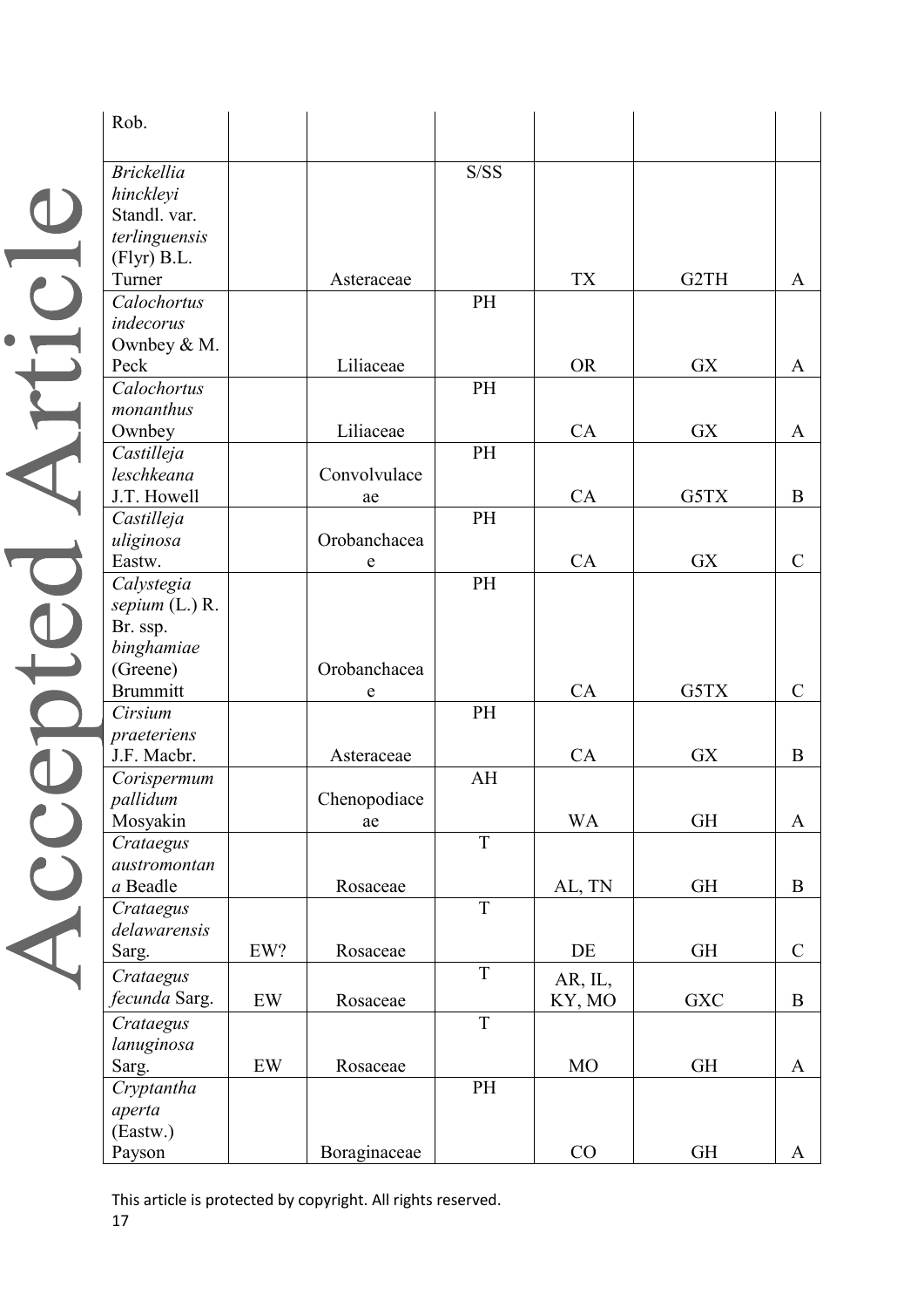| Rob. | | | | | | |
|---|---|---|---|---|---|---|
| *Brickellia hinckleyi* Standl. var. *terlinguensis* (Flyr) B.L. Turner | | Asteraceae | S/SS | TX | G2TH | A |
| *Calochortus indecorus* Ownbey & M. Peck | | Liliaceae | PH | OR | GX | A |
| *Calochortus monanthus* Ownbey | | Liliaceae | PH | CA | GX | A |
| *Castilleja leschkeana* J.T. Howell | | Convolvulaceae | PH | CA | G5TX | B |
| *Castilleja uliginosa* Eastw. | | Orobanchaceae | PH | CA | GX | C |
| *Calystegia sepium* (L.) R. Br. ssp. *binghamiae* (Greene) Brummitt | | Orobanchaceae | PH | CA | G5TX | C |
| *Cirsium praeteriens* J.F. Macbr. | | Asteraceae | PH | CA | GX | B |
| *Corispermum pallidum* Mosyakin | | Chenopodiaceae | AH | WA | GH | A |
| *Crataegus austromontana* Beadle | | Rosaceae | T | AL, TN | GH | B |
| *Crataegus delawarensis* Sarg. | EW? | Rosaceae | T | DE | GH | C |
| *Crataegus fecunda* Sarg. | EW | Rosaceae | T | AR, IL, KY, MO | GXC | B |
| *Crataegus lanuginosa* Sarg. | EW | Rosaceae | T | MO | GH | A |
| *Cryptantha aperta* (Eastw.) Payson | | Boraginaceae | PH | CO | GH | A |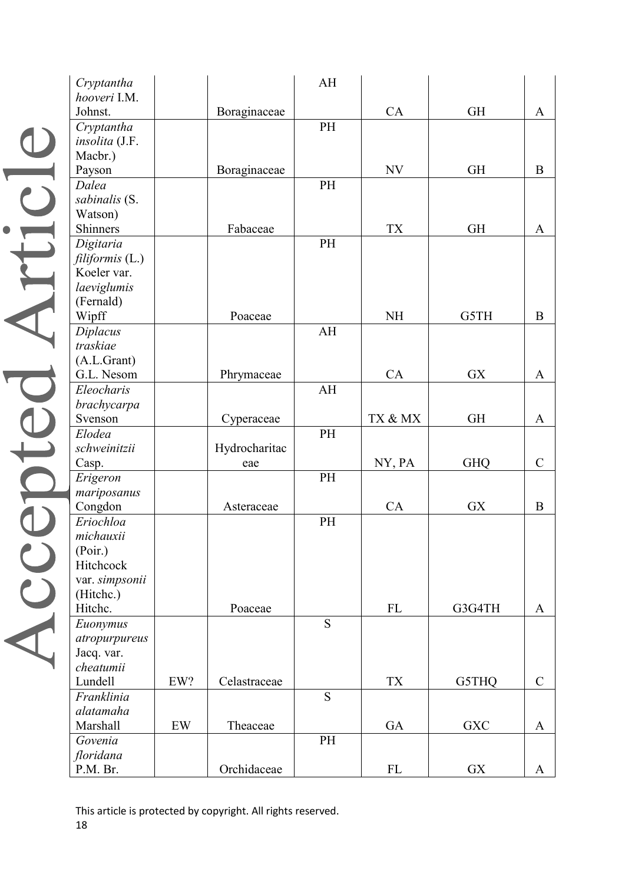| | | | | | | |
|---|---|---|---|---|---|---|
| *Cryptantha hooveri* I.M. Johnst. | | Boraginaceae | AH | CA | GH | A |
| *Cryptantha insolita* (J.F. Macbr.) Payson | | Boraginaceae | PH | NV | GH | B |
| *Dalea sabinalis* (S. Watson) Shinners | | Fabaceae | PH | TX | GH | A |
| *Digitaria filiformis* (L.) Koeler var. *laeviglumis* (Fernald) Wipff | | Poaceae | PH | NH | G5TH | B |
| *Diplacus traskiae* (A.L.Grant) G.L. Nesom | | Phrymaceae | AH | CA | GX | A |
| *Eleocharis brachycarpa* Svenson | | Cyperaceae | AH | TX & MX | GH | A |
| *Elodea schweinitzii* Casp. | | Hydrocharitaceae | PH | NY, PA | GHQ | C |
| *Erigeron mariposanus* Congdon | | Asteraceae | PH | CA | GX | B |
| *Eriochloa michauxii* (Poir.) Hitchcock var. *simpsonii* (Hitchc.) Hitchc. | | Poaceae | PH | FL | G3G4TH | A |
| *Euonymus atropurpureus* Jacq. var. *cheatumii* Lundell | EW? | Celastraceae | S | TX | G5THQ | C |
| *Franklinia alatamaha* Marshall | EW | Theaceae | S | GA | GXC | A |
| *Govenia floridana* P.M. Br. | | Orchidaceae | PH | FL | GX | A |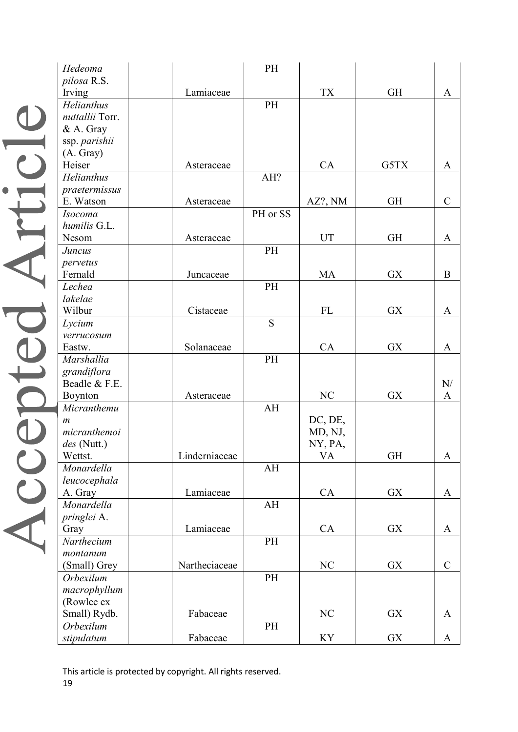| *Hedeoma pilosa* R.S. Irving | | Lamiaceae | PH | TX | GH | A |
|---|---|---|---|---|---|---|
| *Helianthus nuttallii* Torr. & A. Gray ssp. *parishii* (A. Gray) Heiser | | Asteraceae | PH | CA | G5TX | A |
| *Helianthus praetermissus* E. Watson | | Asteraceae | AH? | AZ?, NM | GH | C |
| *Isocoma humilis* G.L. Nesom | | Asteraceae | PH or SS | UT | GH | A |
| *Juncus pervetus* Fernald | | Juncaceae | PH | MA | GX | B |
| *Lechea lakelae* Wilbur | | Cistaceae | PH | FL | GX | A |
| *Lycium verrucosum* Eastw. | | Solanaceae | S | CA | GX | A |
| *Marshallia grandiflora* Beadle & F.E. Boynton | | Asteraceae | PH | NC | GX | N/A |
| *Micranthemum micranthemoides* (Nutt.) Wettst. | | Linderniaceae | AH | DC, DE, MD, NJ, NY, PA, VA | GH | A |
| *Monardella leucocephala* A. Gray | | Lamiaceae | AH | CA | GX | A |
| *Monardella pringlei* A. Gray | | Lamiaceae | AH | CA | GX | A |
| *Narthecium montanum* (Small) Grey | | Nartheciaceae | PH | NC | GX | C |
| *Orbexilum macrophyllum* (Rowlee ex Small) Rydb. | | Fabaceae | PH | NC | GX | A |
| *Orbexilum stipulatum* | | Fabaceae | PH | KY | GX | A |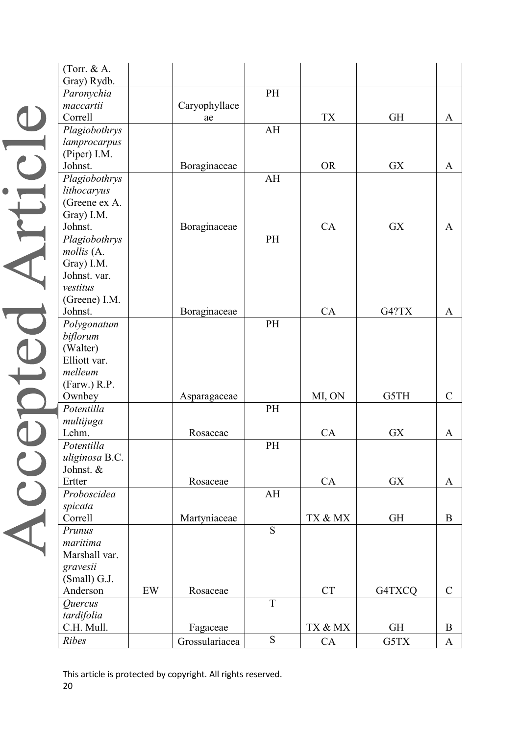| | | | | | | |
|---|---|---|---|---|---|---|
| (Torr. & A. Gray) Rydb. | | | | | | |
| *Paronychia maccartii* Correll | | Caryophyllaceae | PH | TX | GH | A |
| *Plagiobothrys lamprocarpus* (Piper) I.M. Johnst. | | Boraginaceae | AH | OR | GX | A |
| *Plagiobothrys lithocaryus* (Greene ex A. Gray) I.M. Johnst. | | Boraginaceae | AH | CA | GX | A |
| *Plagiobothrys mollis* (A. Gray) I.M. Johnst. var. *vestitus* (Greene) I.M. Johnst. | | Boraginaceae | PH | CA | G4?TX | A |
| *Polygonatum biflorum* (Walter) Elliott var. *melleum* (Farw.) R.P. Ownbey | | Asparagaceae | PH | MI, ON | G5TH | C |
| *Potentilla multijuga* Lehm. | | Rosaceae | PH | CA | GX | A |
| *Potentilla uliginosa* B.C. Johnst. & Ertter | | Rosaceae | PH | CA | GX | A |
| *Proboscidea spicata* Correll | | Martyniaceae | AH | TX & MX | GH | B |
| *Prunus maritima* Marshall var. *gravesii* (Small) G.J. Anderson | EW | Rosaceae | S | CT | G4TXCQ | C |
| *Quercus tardifolia* C.H. Mull. | | Fagaceae | T | TX & MX | GH | B |
| *Ribes* | | Grossulariacea | S | CA | G5TX | A |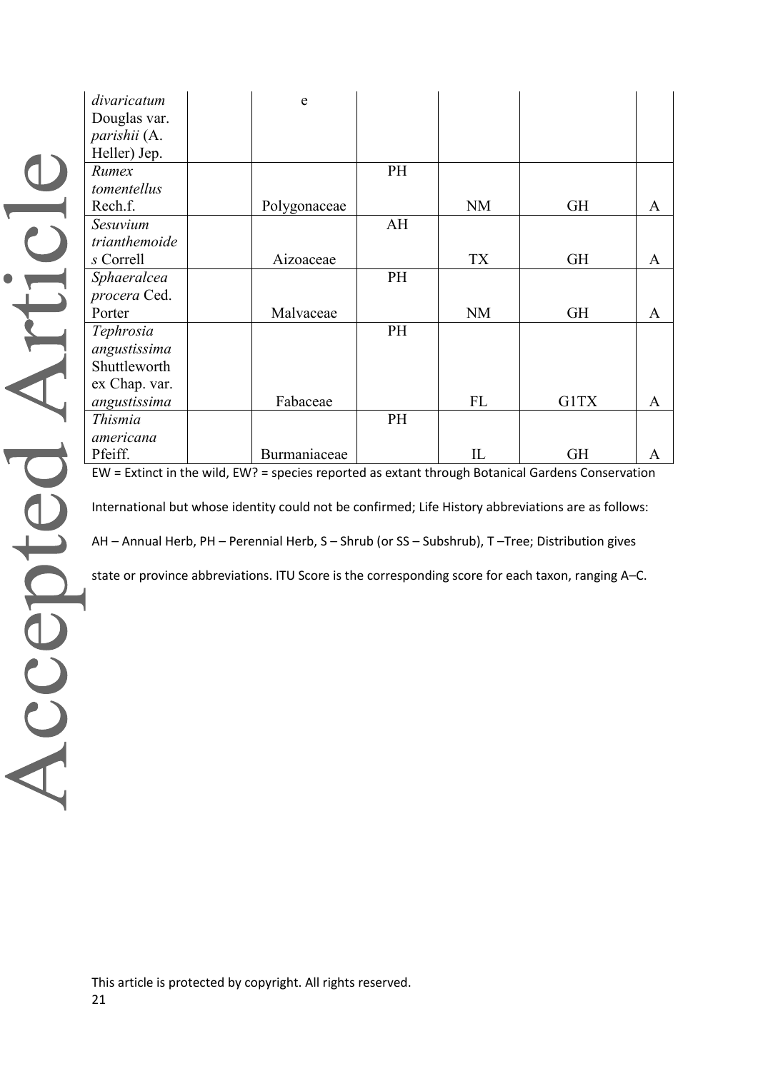| | | | | | | |
|---|---|---|---|---|---|---|
| *divaricatum* Douglas var. *parishii* (A. Heller) Jep. | | e | | | | |
| *Rumex tomentellus* Rech.f. | | Polygonaceae | PH | NM | GH | A |
| *Sesuvium trianthemoides* Correll | | Aizoaceae | AH | TX | GH | A |
| *Sphaeralcea procera* Ced. Porter | | Malvaceae | PH | NM | GH | A |
| *Tephrosia angustissima* Shuttleworth ex Chap. var. *angustissima* | | Fabaceae | PH | FL | G1TX | A |
| *Thismia americana* Pfeiff. | | Burmaniaceae | PH | IL | GH | A |

EW = Extinct in the wild, EW? = species reported as extant through Botanical Gardens Conservation International but whose identity could not be confirmed; Life History abbreviations are as follows: AH – Annual Herb, PH – Perennial Herb, S – Shrub (or SS – Subshrub), T –Tree; Distribution gives state or province abbreviations. ITU Score is the corresponding score for each taxon, ranging A–C.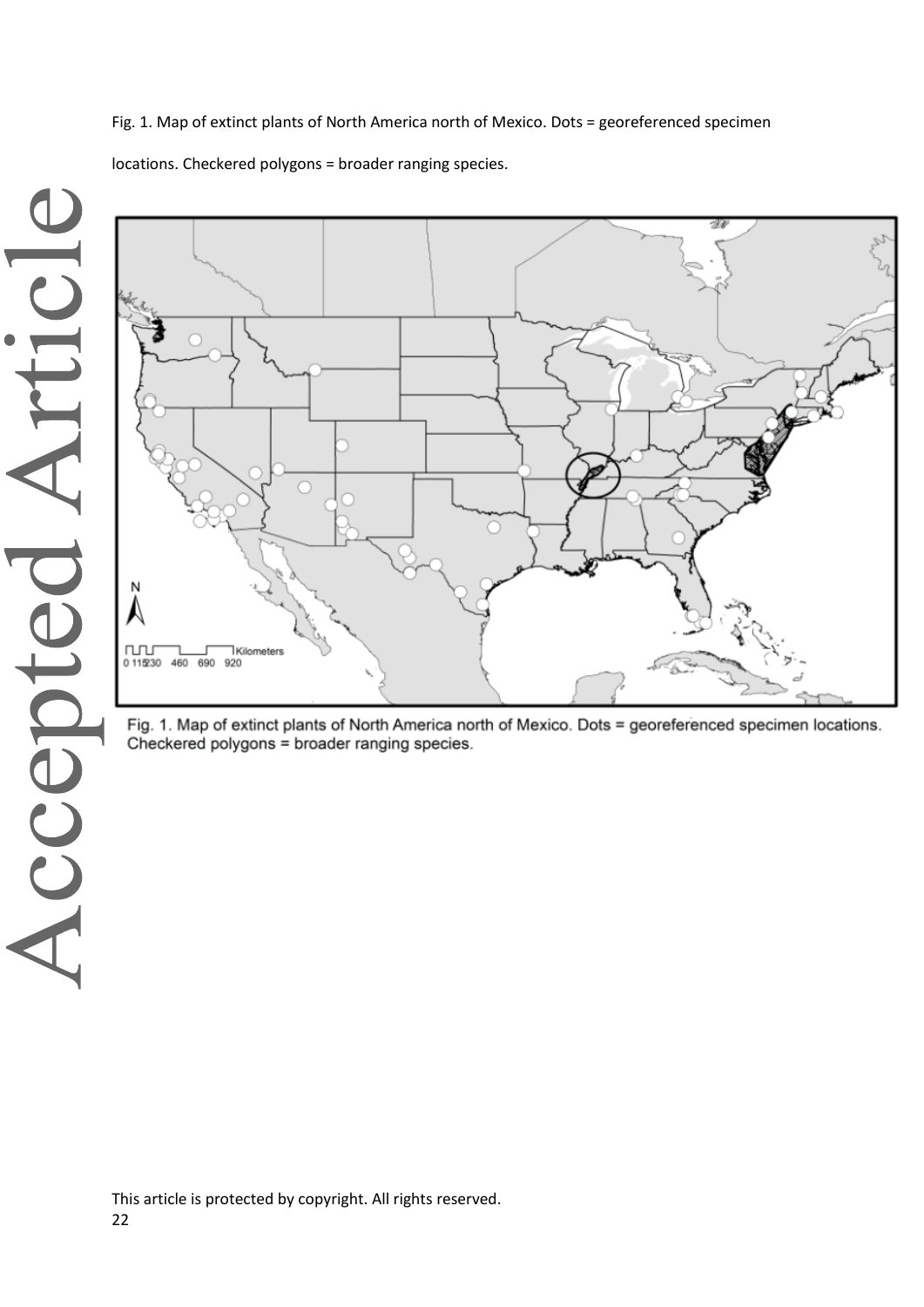Fig. 1. Map of extinct plants of North America north of Mexico. Dots = georeferenced specimen locations. Checkered polygons = broader ranging species.

N

0 115 230 460 690 920
Kilometers

Fig. 1. Map of extinct plants of North America north of Mexico. Dots = georeferenced specimen locations. Checkered polygons = broader ranging species.